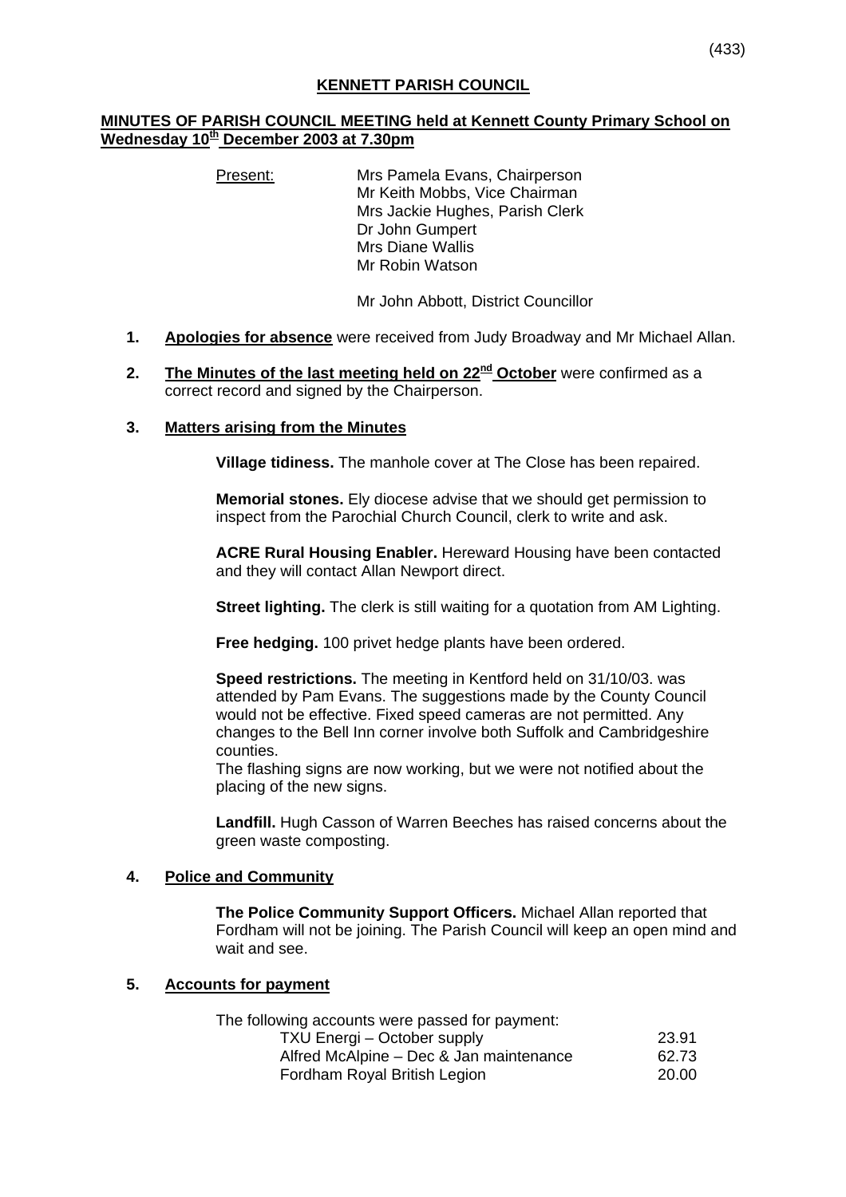# KENNETT PARISH COUNCIL

## MINUTES OF PARISH COUNCIL MEETING held at Kennett County Primary School on Wednesday 10th December 2003 at 7.30pm

Present:
- Mrs Pamela Evans, Chairperson
- Mr Keith Mobbs, Vice Chairman
- Mrs Jackie Hughes, Parish Clerk
- Dr John Gumpert
- Mrs Diane Wallis
- Mr Robin Watson

Mr John Abbott, District Councillor

1. **Apologies for absence** were received from Judy Broadway and Mr Michael Allan.

2. **The Minutes of the last meeting held on 22nd October** were confirmed as a correct record and signed by the Chairperson.

3. **Matters arising from the Minutes**

   **Village tidiness.** The manhole cover at The Close has been repaired.

   **Memorial stones.** Ely diocese advise that we should get permission to inspect from the Parochial Church Council, clerk to write and ask.

   **ACRE Rural Housing Enabler.** Hereward Housing have been contacted and they will contact Allan Newport direct.

   **Street lighting.** The clerk is still waiting for a quotation from AM Lighting.

   **Free hedging.** 100 privet hedge plants have been ordered.

   **Speed restrictions.** The meeting in Kentford held on 31/10/03. was attended by Pam Evans. The suggestions made by the County Council would not be effective. Fixed speed cameras are not permitted. Any changes to the Bell Inn corner involve both Suffolk and Cambridgeshire counties.
   The flashing signs are now working, but we were not notified about the placing of the new signs.

   **Landfill.** Hugh Casson of Warren Beeches has raised concerns about the green waste composting.

4. **Police and Community**

   **The Police Community Support Officers.** Michael Allan reported that Fordham will not be joining. The Parish Council will keep an open mind and wait and see.

5. **Accounts for payment**

   The following accounts were passed for payment:

   | | |
   |---|---|
   | TXU Energi – October supply | 23.91 |
   | Alfred McAlpine – Dec & Jan maintenance | 62.73 |
   | Fordham Royal British Legion | 20.00 |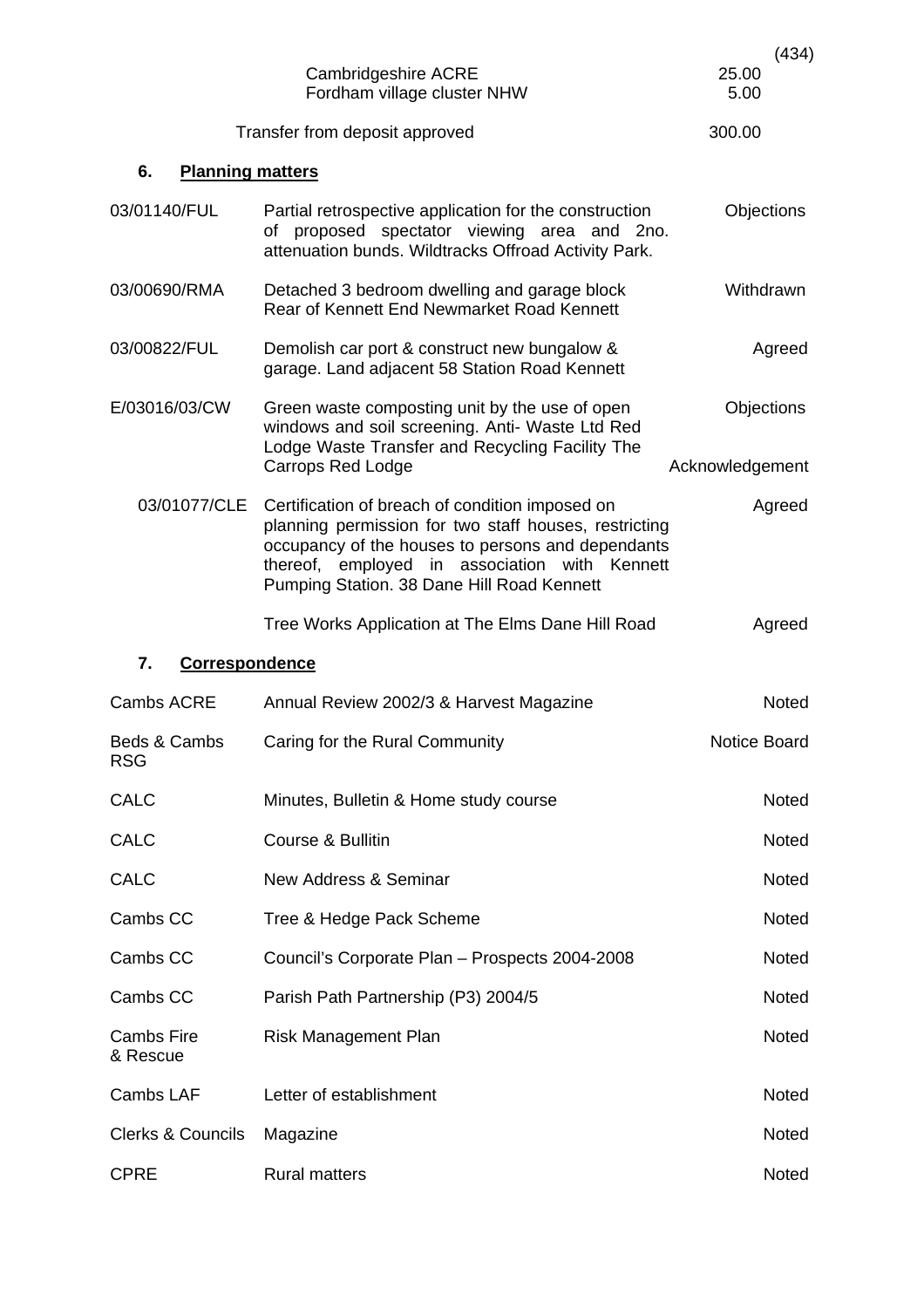| | | |
|---|---|---|
| | Cambridgeshire ACRE | 25.00 |
| | Fordham village cluster NHW | 5.00 |
| | Transfer from deposit approved | 300.00 |

(434)

## 6. Planning matters

| | | |
|---|---|---|
| 03/01140/FUL | Partial retrospective application for the construction of proposed spectator viewing area and 2no. attenuation bunds. Wildtracks Offroad Activity Park. | Objections |
| 03/00690/RMA | Detached 3 bedroom dwelling and garage block Rear of Kennett End Newmarket Road Kennett | Withdrawn |
| 03/00822/FUL | Demolish car port & construct new bungalow & garage. Land adjacent 58 Station Road Kennett | Agreed |
| E/03016/03/CW | Green waste composting unit by the use of open windows and soil screening. Anti- Waste Ltd Red Lodge Waste Transfer and Recycling Facility The Carrops Red Lodge | Objections Acknowledgement |
| 03/01077/CLE | Certification of breach of condition imposed on planning permission for two staff houses, restricting occupancy of the houses to persons and dependants thereof, employed in association with Kennett Pumping Station. 38 Dane Hill Road Kennett | Agreed |
| | Tree Works Application at The Elms Dane Hill Road | Agreed |

## 7. Correspondence

| | | |
|---|---|---|
| Cambs ACRE | Annual Review 2002/3 & Harvest Magazine | Noted |
| Beds & Cambs RSG | Caring for the Rural Community | Notice Board |
| CALC | Minutes, Bulletin & Home study course | Noted |
| CALC | Course & Bullitin | Noted |
| CALC | New Address & Seminar | Noted |
| Cambs CC | Tree & Hedge Pack Scheme | Noted |
| Cambs CC | Council's Corporate Plan – Prospects 2004-2008 | Noted |
| Cambs CC | Parish Path Partnership (P3) 2004/5 | Noted |
| Cambs Fire & Rescue | Risk Management Plan | Noted |
| Cambs LAF | Letter of establishment | Noted |
| Clerks & Councils | Magazine | Noted |
| CPRE | Rural matters | Noted |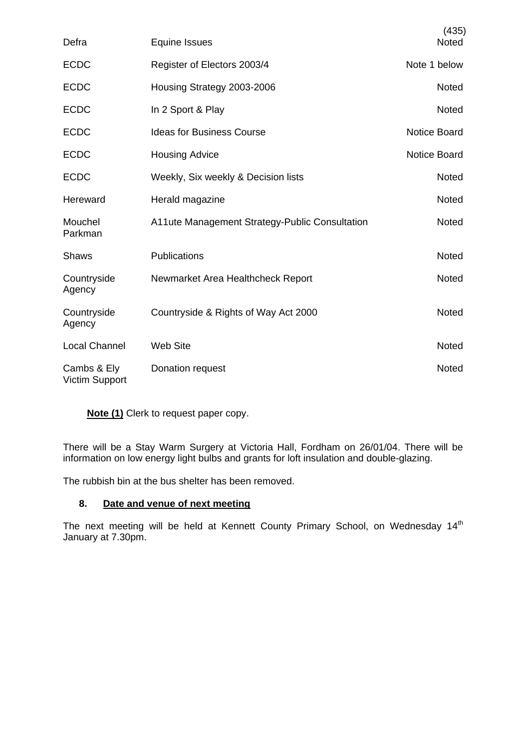| | | |
|---|---|---|
| Defra | Equine Issues | Noted |
| ECDC | Register of Electors 2003/4 | Note 1 below |
| ECDC | Housing Strategy 2003-2006 | Noted |
| ECDC | In 2 Sport & Play | Noted |
| ECDC | Ideas for Business Course | Notice Board |
| ECDC | Housing Advice | Notice Board |
| ECDC | Weekly, Six weekly & Decision lists | Noted |
| Hereward | Herald magazine | Noted |
| Mouchel Parkman | A11ute Management Strategy-Public Consultation | Noted |
| Shaws | Publications | Noted |
| Countryside Agency | Newmarket Area Healthcheck Report | Noted |
| Countryside Agency | Countryside & Rights of Way Act 2000 | Noted |
| Local Channel | Web Site | Noted |
| Cambs & Ely Victim Support | Donation request | Noted |

**Note (1)** Clerk to request paper copy.

There will be a Stay Warm Surgery at Victoria Hall, Fordham on 26/01/04. There will be information on low energy light bulbs and grants for loft insulation and double-glazing.

The rubbish bin at the bus shelter has been removed.

## 8. Date and venue of next meeting

The next meeting will be held at Kennett County Primary School, on Wednesday 14th January at 7.30pm.